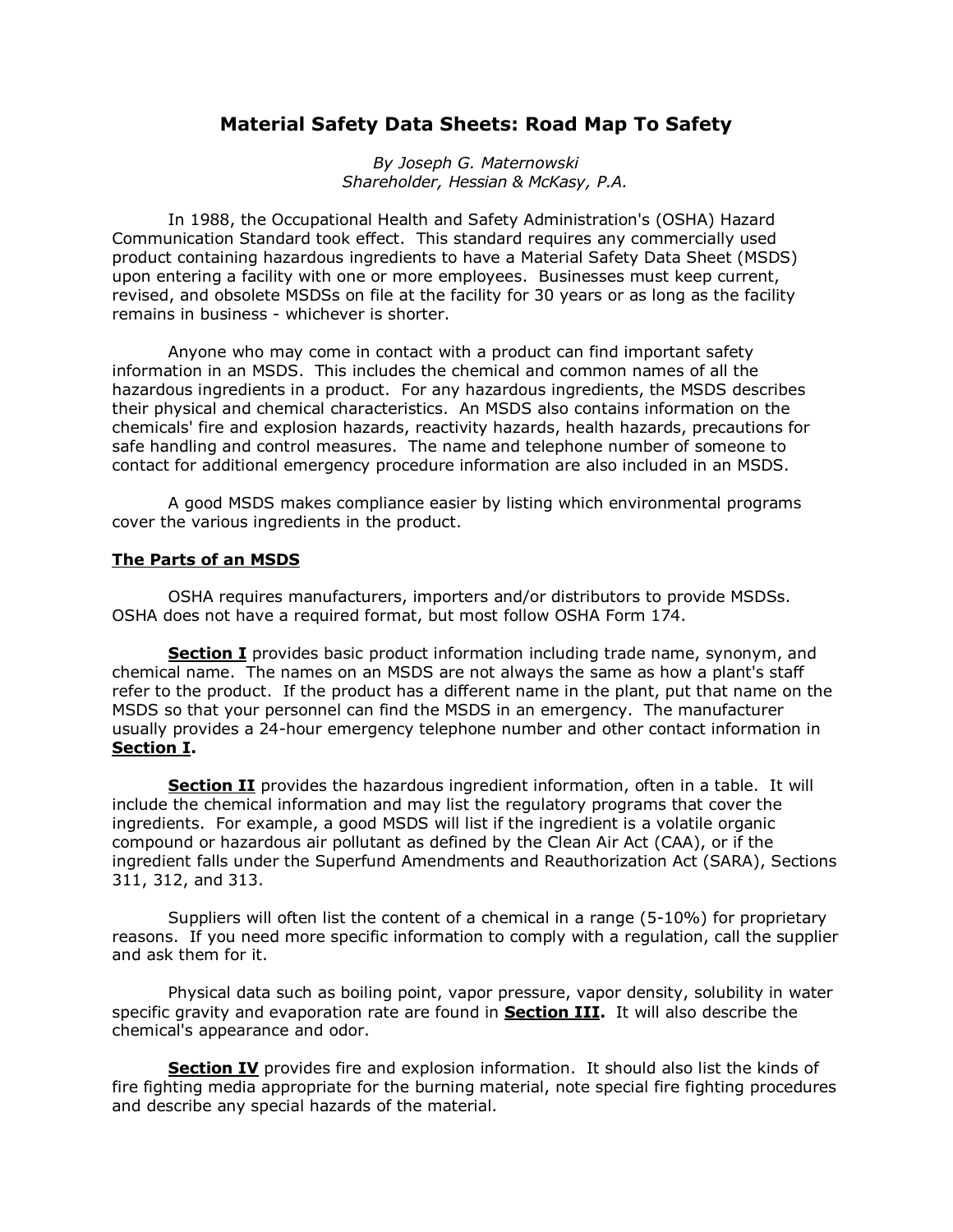# Material Safety Data Sheets: Road Map To Safety

*By Joseph G. Maternowski*
*Shareholder, Hessian & McKasy, P.A.*

In 1988, the Occupational Health and Safety Administration's (OSHA) Hazard Communication Standard took effect. This standard requires any commercially used product containing hazardous ingredients to have a Material Safety Data Sheet (MSDS) upon entering a facility with one or more employees. Businesses must keep current, revised, and obsolete MSDSs on file at the facility for 30 years or as long as the facility remains in business - whichever is shorter.

Anyone who may come in contact with a product can find important safety information in an MSDS. This includes the chemical and common names of all the hazardous ingredients in a product. For any hazardous ingredients, the MSDS describes their physical and chemical characteristics. An MSDS also contains information on the chemicals' fire and explosion hazards, reactivity hazards, health hazards, precautions for safe handling and control measures. The name and telephone number of someone to contact for additional emergency procedure information are also included in an MSDS.

A good MSDS makes compliance easier by listing which environmental programs cover the various ingredients in the product.

## The Parts of an MSDS

OSHA requires manufacturers, importers and/or distributors to provide MSDSs. OSHA does not have a required format, but most follow OSHA Form 174.

**Section I** provides basic product information including trade name, synonym, and chemical name. The names on an MSDS are not always the same as how a plant's staff refer to the product. If the product has a different name in the plant, put that name on the MSDS so that your personnel can find the MSDS in an emergency. The manufacturer usually provides a 24-hour emergency telephone number and other contact information in **Section I.**

**Section II** provides the hazardous ingredient information, often in a table. It will include the chemical information and may list the regulatory programs that cover the ingredients. For example, a good MSDS will list if the ingredient is a volatile organic compound or hazardous air pollutant as defined by the Clean Air Act (CAA), or if the ingredient falls under the Superfund Amendments and Reauthorization Act (SARA), Sections 311, 312, and 313.

Suppliers will often list the content of a chemical in a range (5-10%) for proprietary reasons. If you need more specific information to comply with a regulation, call the supplier and ask them for it.

Physical data such as boiling point, vapor pressure, vapor density, solubility in water specific gravity and evaporation rate are found in **Section III.** It will also describe the chemical's appearance and odor.

**Section IV** provides fire and explosion information. It should also list the kinds of fire fighting media appropriate for the burning material, note special fire fighting procedures and describe any special hazards of the material.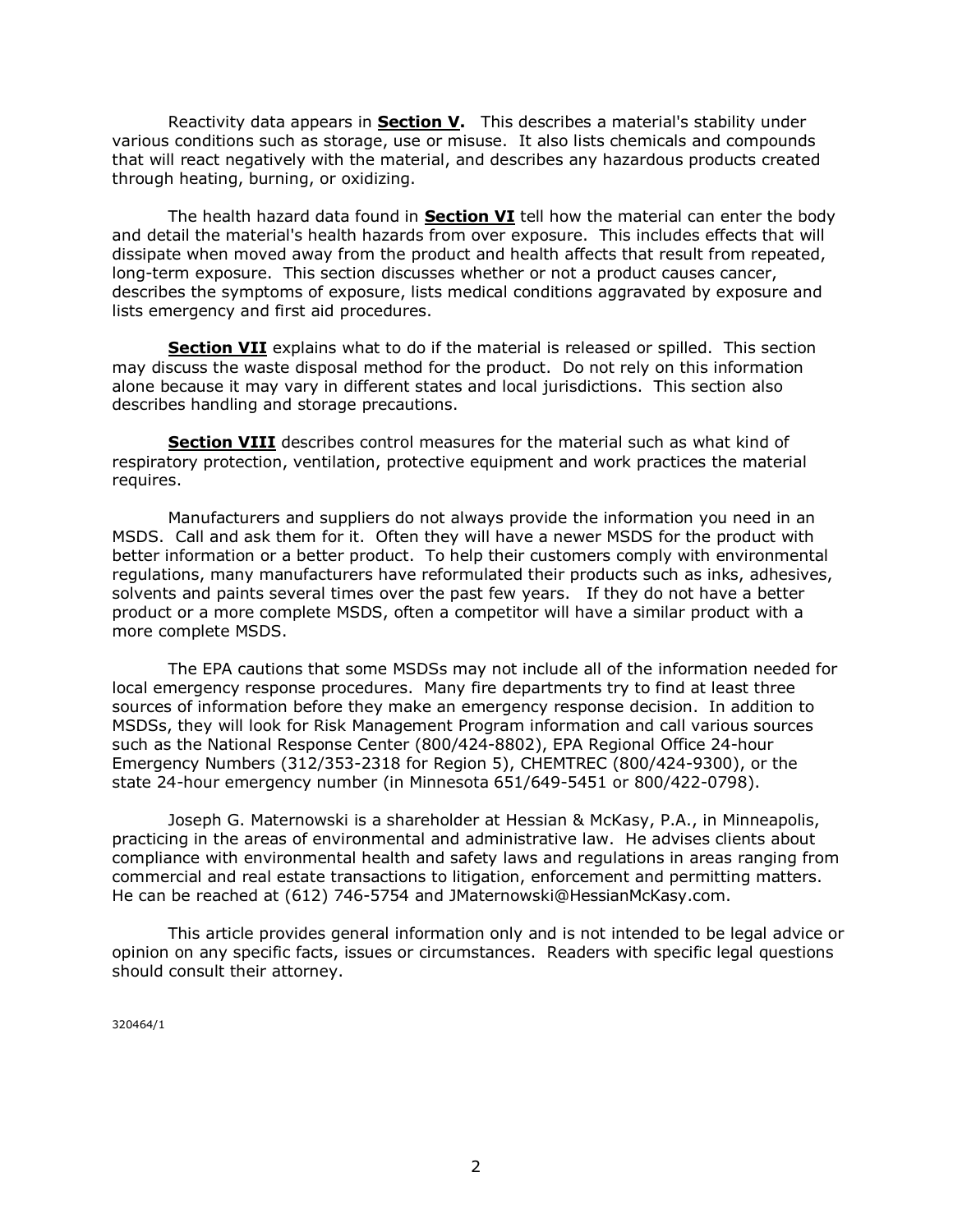Reactivity data appears in **Section V.** This describes a material's stability under various conditions such as storage, use or misuse. It also lists chemicals and compounds that will react negatively with the material, and describes any hazardous products created through heating, burning, or oxidizing.

The health hazard data found in **Section VI** tell how the material can enter the body and detail the material's health hazards from over exposure. This includes effects that will dissipate when moved away from the product and health affects that result from repeated, long-term exposure. This section discusses whether or not a product causes cancer, describes the symptoms of exposure, lists medical conditions aggravated by exposure and lists emergency and first aid procedures.

**Section VII** explains what to do if the material is released or spilled. This section may discuss the waste disposal method for the product. Do not rely on this information alone because it may vary in different states and local jurisdictions. This section also describes handling and storage precautions.

**Section VIII** describes control measures for the material such as what kind of respiratory protection, ventilation, protective equipment and work practices the material requires.

Manufacturers and suppliers do not always provide the information you need in an MSDS. Call and ask them for it. Often they will have a newer MSDS for the product with better information or a better product. To help their customers comply with environmental regulations, many manufacturers have reformulated their products such as inks, adhesives, solvents and paints several times over the past few years. If they do not have a better product or a more complete MSDS, often a competitor will have a similar product with a more complete MSDS.

The EPA cautions that some MSDSs may not include all of the information needed for local emergency response procedures. Many fire departments try to find at least three sources of information before they make an emergency response decision. In addition to MSDSs, they will look for Risk Management Program information and call various sources such as the National Response Center (800/424-8802), EPA Regional Office 24-hour Emergency Numbers (312/353-2318 for Region 5), CHEMTREC (800/424-9300), or the state 24-hour emergency number (in Minnesota 651/649-5451 or 800/422-0798).

Joseph G. Maternowski is a shareholder at Hessian & McKasy, P.A., in Minneapolis, practicing in the areas of environmental and administrative law. He advises clients about compliance with environmental health and safety laws and regulations in areas ranging from commercial and real estate transactions to litigation, enforcement and permitting matters. He can be reached at (612) 746-5754 and JMaternowski@HessianMcKasy.com.

This article provides general information only and is not intended to be legal advice or opinion on any specific facts, issues or circumstances. Readers with specific legal questions should consult their attorney.

320464/1